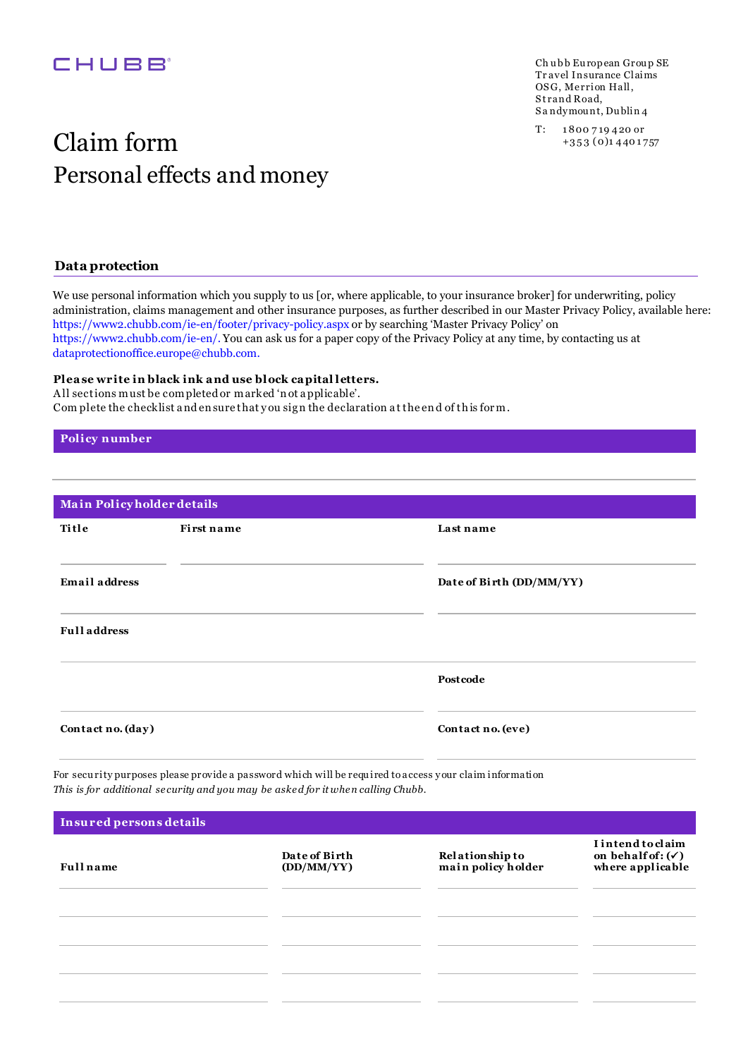CHUBB

Chubb European Group SE
Travel Insurance Claims
OSG, Merrion Hall,
Strand Road,
Sandymount, Dublin 4

T: 1800 719 420 or
+353 (0)1 440 1757

# Claim form

## Personal effects and money

### Data protection

We use personal information which you supply to us [or, where applicable, to your insurance broker] for underwriting, policy administration, claims management and other insurance purposes, as further described in our Master Privacy Policy, available here: https://www2.chubb.com/ie-en/footer/privacy-policy.aspx or by searching 'Master Privacy Policy' on https://www2.chubb.com/ie-en/. You can ask us for a paper copy of the Privacy Policy at any time, by contacting us at dataprotectionoffice.europe@chubb.com.

**Please write in black ink and use block capital letters.**
All sections must be completed or marked 'not applicable'.
Complete the checklist and ensure that you sign the declaration at the end of this form.

### Policy number

### Main Policyholder details

| Title | First name | Last name |
|---|---|---|
| | | |

| Email address | Date of Birth (DD/MM/YY) |
|---|---|
| | |

**Full address**

| | Postcode |
|---|---|
| | |

| Contact no. (day) | Contact no. (eve) |
|---|---|
| | |

For security purposes please provide a password which will be required to access your claim information
*This is for additional security and you may be asked for it when calling Chubb.*

### Insured persons details

| Full name | Date of Birth (DD/MM/YY) | Relationship to main policy holder | I intend to claim on behalf of: (✓) where applicable |
|---|---|---|---|
| | | | |
| | | | |
| | | | |
| | | | |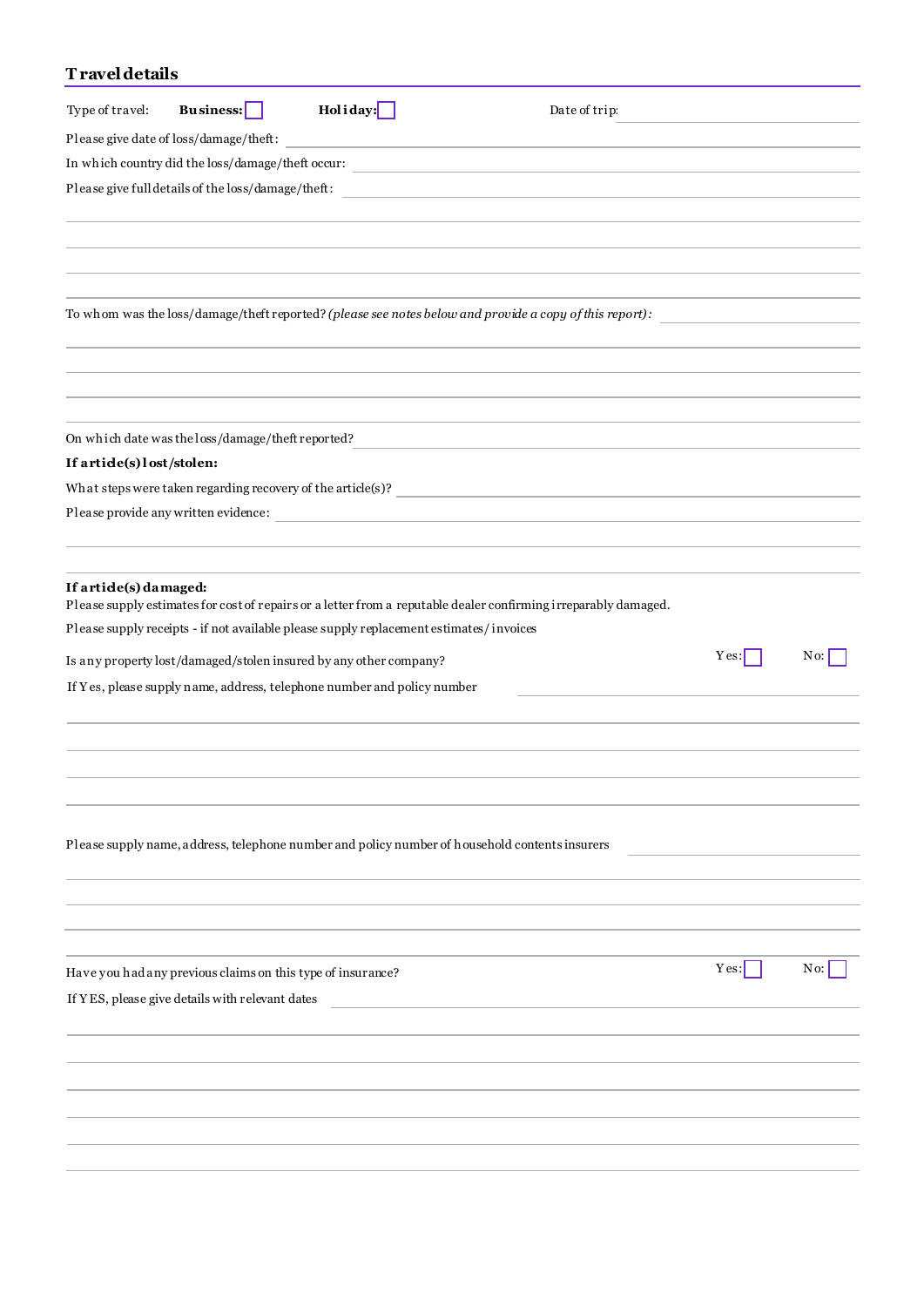## Travel details

Type of travel: **Business:** ☐ **Holiday:** ☐ Date of trip:

Please give date of loss/damage/theft:

In which country did the loss/damage/theft occur:

Please give full details of the loss/damage/theft:

To whom was the loss/damage/theft reported? *(please see notes below and provide a copy of this report):*

On which date was the loss/damage/theft reported?

**If article(s) lost/stolen:**

What steps were taken regarding recovery of the article(s)?

Please provide any written evidence:

**If article(s) damaged:**

Please supply estimates for cost of repairs or a letter from a reputable dealer confirming irreparably damaged.

Please supply receipts - if not available please supply replacement estimates/invoices

Is any property lost/damaged/stolen insured by any other company? Yes: ☐ No: ☐

If Yes, please supply name, address, telephone number and policy number

Please supply name, address, telephone number and policy number of household contents insurers

Have you had any previous claims on this type of insurance? Yes: ☐ No: ☐

If YES, please give details with relevant dates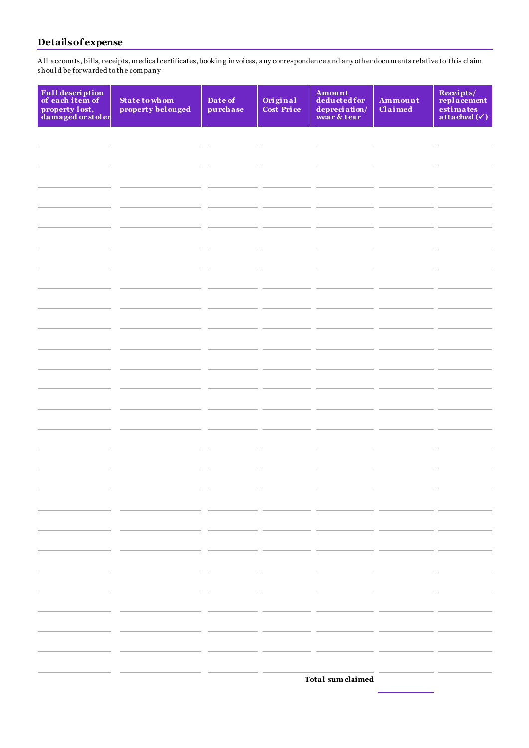## Details of expense

All accounts, bills, receipts, medical certificates, booking invoices, any correspondence and any other documents relative to this claim should be forwarded to the company

| Full description of each item of property lost, damaged or stolen | State to whom property belonged | Date of purchase | Original Cost Price | Amount deducted for depreciation/ wear & tear | Ammount Claimed | Receipts/ replacement estimates attached (✓) |
|---|---|---|---|---|---|---|
| | | | | | | |
| | | | | | | |
| | | | | | | |
| | | | | | | |
| | | | | | | |
| | | | | | | |
| | | | | | | |
| | | | | | | |
| | | | | | | |
| | | | | | | |
| | | | | | | |
| | | | | | | |
| | | | | | | |
| | | | | | | |
| | | | | | | |
| | | | | | | |
| | | | | | | |
| | | | | | | |
| | | | | | | |
| | | | | | | |
| | | | | | | |
| | | | | | | |
| | | | | | | |
| | | | | | | |
| | | | | | | |
| | | | | | | |
| | | | | **Total sum claimed** | | |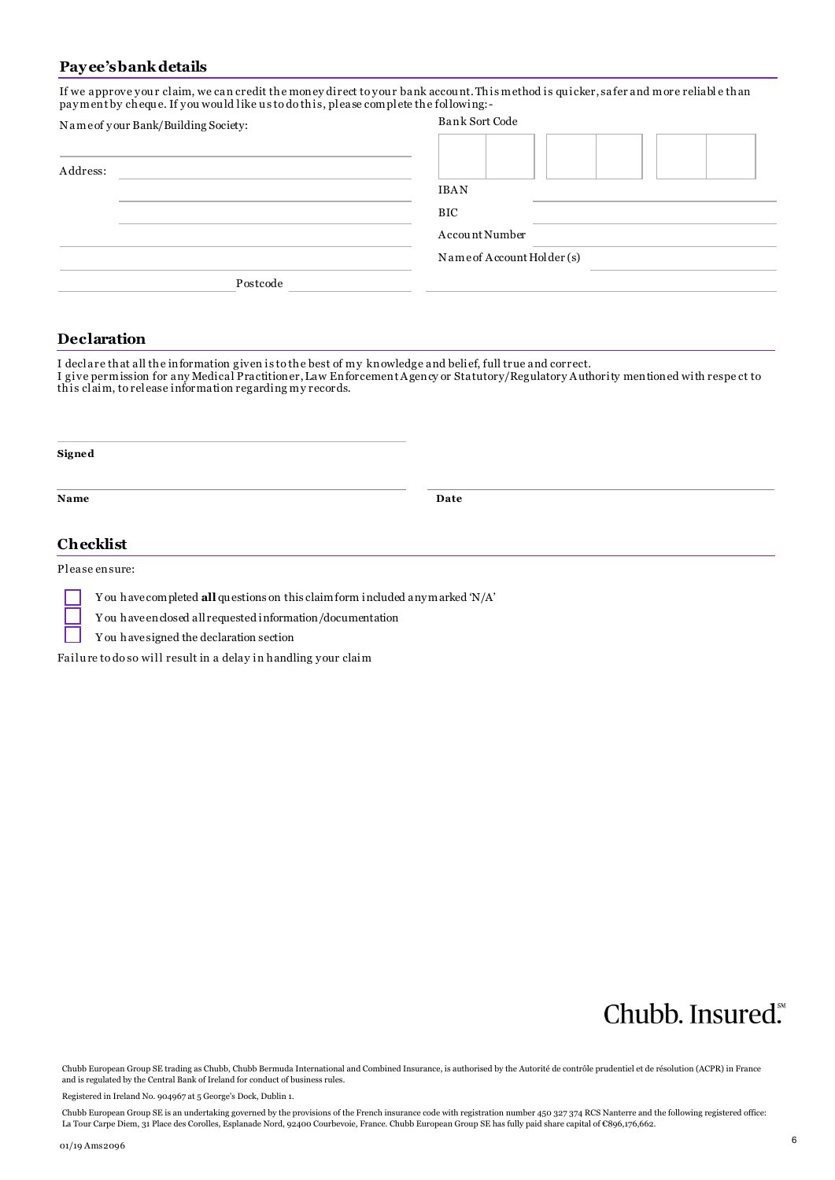## Payee's bank details

If we approve your claim, we can credit the money direct to your bank account. This method is quicker, safer and more reliable than payment by cheque. If you would like us to do this, please complete the following:-

Name of your Bank/Building Society:

Address:

Postcode

Bank Sort Code

IBAN

BIC

Account Number

Name of Account Holder(s)

## Declaration

I declare that all the information given is to the best of my knowledge and belief, full true and correct.
I give permission for any Medical Practitioner, Law Enforcement Agency or Statutory/Regulatory Authority mentioned with respect to this claim, to release information regarding my records.

**Signed**

**Name**

**Date**

## Checklist

Please ensure:

- ☐ You have completed **all** questions on this claim form included any marked 'N/A'
- ☐ You have enclosed all requested information/documentation
- ☐ You have signed the declaration section

Failure to do so will result in a delay in handling your claim

Chubb. Insured.℠

Chubb European Group SE trading as Chubb, Chubb Bermuda International and Combined Insurance, is authorised by the Autorité de contrôle prudentiel et de résolution (ACPR) in France and is regulated by the Central Bank of Ireland for conduct of business rules.

Registered in Ireland No. 904967 at 5 George's Dock, Dublin 1.

Chubb European Group SE is an undertaking governed by the provisions of the French insurance code with registration number 450 327 374 RCS Nanterre and the following registered office: La Tour Carpe Diem, 31 Place des Corolles, Esplanade Nord, 92400 Courbevoie, France. Chubb European Group SE has fully paid share capital of €896,176,662.

01/19 Ams2096